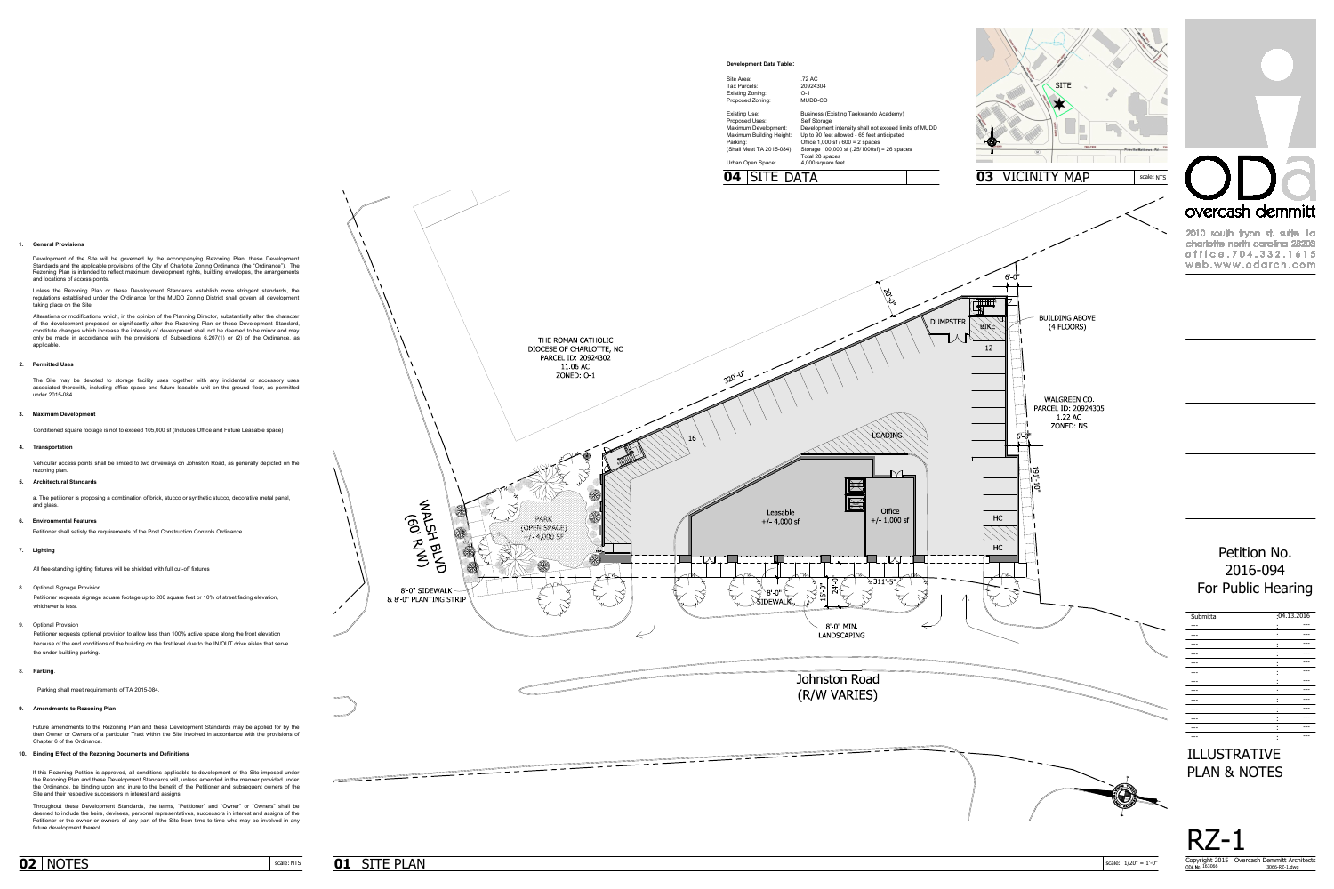## 02 NOTES

scale: NTS

**1. General Provisions**

Development of the Site will be governed by the accompanying Rezoning Plan, these Development Standards and the applicable provisions of the City of Charlotte Zoning Ordinance (the "Ordinance"). The Rezoning Plan is intended to reflect maximum development rights, building envelopes, the arrangements and locations of access points.

Unless the Rezoning Plan or these Development Standards establish more stringent standards, the regulations established under the Ordinance for the MUDD Zoning District shall govern all development taking place on the Site.

Alterations or modifications which, in the opinion of the Planning Director, substantially alter the character of the development proposed or significantly alter the Rezoning Plan or these Development Standard, constitute changes which increase the intensity of development shall not be deemed to be minor and may only be made in accordance with the provisions of Subsections 6.207(1) or (2) of the Ordinance, as applicable.

**2. Permitted Uses**

The Site may be devoted to storage facility uses together with any incidental or accessory uses associated therewith, including office space and future leasable unit on the ground floor, as permitted under 2015-084.

**3. Maximum Development**

Conditioned square footage is not to exceed 105,000 sf (Includes Office and Future Leasable space)

**4. Transportation**

Vehicular access points shall be limited to two driveways on Johnston Road, as generally depicted on the rezoning plan.

**5. Architectural Standards**

a. The petitioner is proposing a combination of brick, stucco or synthetic stucco, decorative metal panel, and glass.

**6. Environmental Features**

Petitioner shall satisfy the requirements of the Post Construction Controls Ordinance.

**7. Lighting**

All free-standing lighting fixtures will be shielded with full cut-off fixtures

8. Optional Signage Provision

Petitioner requests signage square footage up to 200 square feet or 10% of street facing elevation, whichever is less.

9. Optional Provision

Petitioner requests optional provision to allow less than 100% active space along the front elevation because of the end conditions of the building on the first level due to the IN/OUT drive aisles that serve the under-building parking.

**8. Parking**

Parking shall meet requirements of TA 2015-084.

**9. Amendments to Rezoning Plan**

Future amendments to the Rezoning Plan and these Development Standards may be applied for by the then Owner or Owners of a particular Tract within the Site involved in accordance with the provisions of Chapter 6 of the Ordinance.

**10. Binding Effect of the Rezoning Documents and Definitions**

If this Rezoning Petition is approved, all conditions applicable to development of the Site imposed under the Rezoning Plan and these Development Standards will, unless amended in the manner provided under the Ordinance, be binding upon and inure to the benefit of the Petitioner and subsequent owners of the Site and their respective successors in interest and assigns.

Throughout these Development Standards, the terms, "Petitioner" and "Owner" or "Owners" shall be deemed to include the heirs, devisees, personal representatives, successors in interest and assigns of the Petitioner or the owner or owners of any part of the Site from time to time who may be involved in any future development thereof.

## 04 SITE DATA

**Development Data Table:**

| | |
|---|---|
| Site Area: | .72 AC |
| Tax Parcels: | 20924304 |
| Existing Zoning: | O-1 |
| Proposed Zoning: | MUDD-CO |
| Existing Use: | Business (Existing Taekwando Academy) |
| Proposed Uses: | Self Storage |
| Maximum Development: | Development intensity shall not exceed limits of MUDD |
| Maximum Building Height: | Up to 90 feet allowed - 65 feet anticipated |
| Parking: | Office 1,000 sf / 600 = 2 spaces |
| (Shall Meet TA 2015-084) | Storage 100,000 sf (.25/1000sf) = 26 spaces |
| | Total 28 spaces |
| Urban Open Space: | 4,000 square feet |

## 03 VICINITY MAP

scale: NTS

SITE

## 01 SITE PLAN

scale: 1/20" = 1'-0"

THE ROMAN CATHOLIC DIOCESE OF CHARLOTTE, NC
PARCEL ID: 20924302
11.06 AC
ZONED: O-1

WALGREEN CO.
PARCEL ID: 20924305
1.22 AC
ZONED: NS

WALSH BLVD (60' R/W)

Johnston Road (R/W VARIES)

BUILDING ABOVE (4 FLOORS)

DUMPSTER · BIKE · 12 · 16 · LOADING · HC · HC

PARK (OPEN SPACE) +/- 4,000 SF

Leasable +/- 4,000 sf

Office +/- 1,000 sf

8'-0" SIDEWALK & 8'-0" PLANTING STRIP

8'-0" SIDEWALK

8'-0" MIN. LANDSCAPING

320'-0" · 20'-0" · 6'-0" · 6'-0" · 191'-10" · 311'-5" · 16'-0" · 24'-0"

overcash demmitt
2010 south tryon st. suite 1a
charlotte north carolina 28203
office.704.332.1615
web.www.odarch.com

Petition No. 2016-094
For Public Hearing

| Submittal | : | 04.13.2016 |
|---|---|---|
| --- | : | --- |
| --- | : | --- |
| --- | : | --- |
| --- | : | --- |
| --- | : | --- |
| --- | : | --- |
| --- | : | --- |
| --- | : | --- |
| --- | : | --- |
| --- | : | --- |
| --- | : | --- |
| --- | : | --- |
| --- | : | --- |
| --- | : | --- |

ILLUSTRATIVE PLAN & NOTES

RZ-1

Copyright 2015 Overcash Demmitt Architects
ODA No. 153066 · 3066-RZ-1.dwg